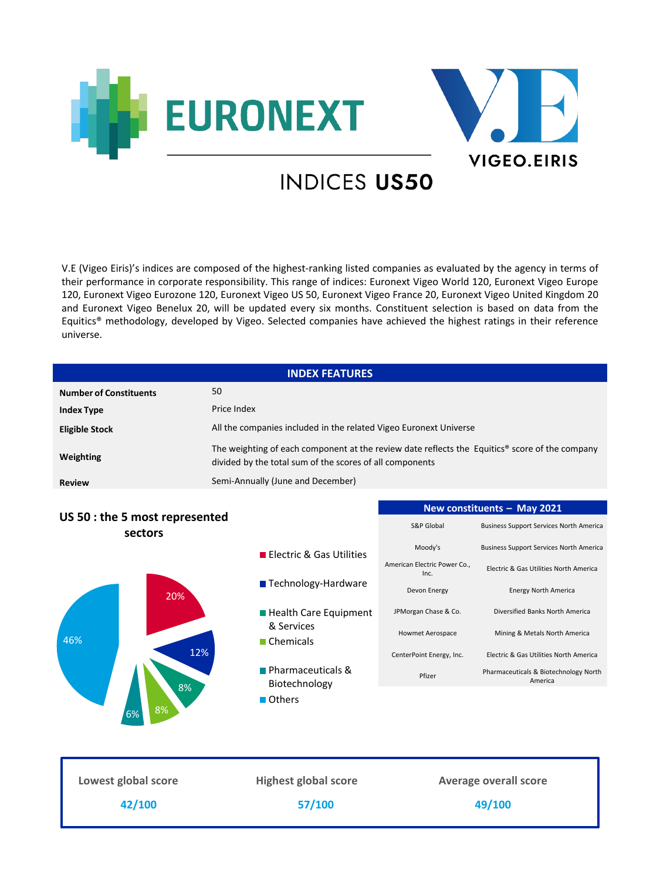# INDICES US50

V.E (Vigeo Eiris)'s indices are composed of the highest-ranking listed companies as evaluated by the agency in terms of their performance in corporate responsibility. This range of indices: Euronext Vigeo World 120, Euronext Vigeo Europe 120, Euronext Vigeo Eurozone 120, Euronext Vigeo US 50, Euronext Vigeo France 20, Euronext Vigeo United Kingdom 20 and Euronext Vigeo Benelux 20, will be updated every six months. Constituent selection is based on data from the Equitics® methodology, developed by Vigeo. Selected companies have achieved the highest ratings in their reference universe.

| INDEX FEATURES | |
|---|---|
| **Number of Constituents** | 50 |
| **Index Type** | Price Index |
| **Eligible Stock** | All the companies included in the related Vigeo Euronext Universe |
| **Weighting** | The weighting of each component at the review date reflects the Equitics® score of the company divided by the total sum of the scores of all components |
| **Review** | Semi-Annually (June and December) |

## US 50 : the 5 most represented sectors

- Electric & Gas Utilities: 20%
- Technology-Hardware: 12%
- Health Care Equipment & Services: 8%
- Chemicals: 8%
- Pharmaceuticals & Biotechnology: 6%
- Others: 46%

| New constituents – May 2021 | |
|---|---|
| S&P Global | Business Support Services North America |
| Moody's | Business Support Services North America |
| American Electric Power Co., Inc. | Electric & Gas Utilities North America |
| Devon Energy | Energy North America |
| JPMorgan Chase & Co. | Diversified Banks North America |
| Howmet Aerospace | Mining & Metals North America |
| CenterPoint Energy, Inc. | Electric & Gas Utilities North America |
| Pfizer | Pharmaceuticals & Biotechnology North America |

| Lowest global score | Highest global score | Average overall score |
|---|---|---|
| 42/100 | 57/100 | 49/100 |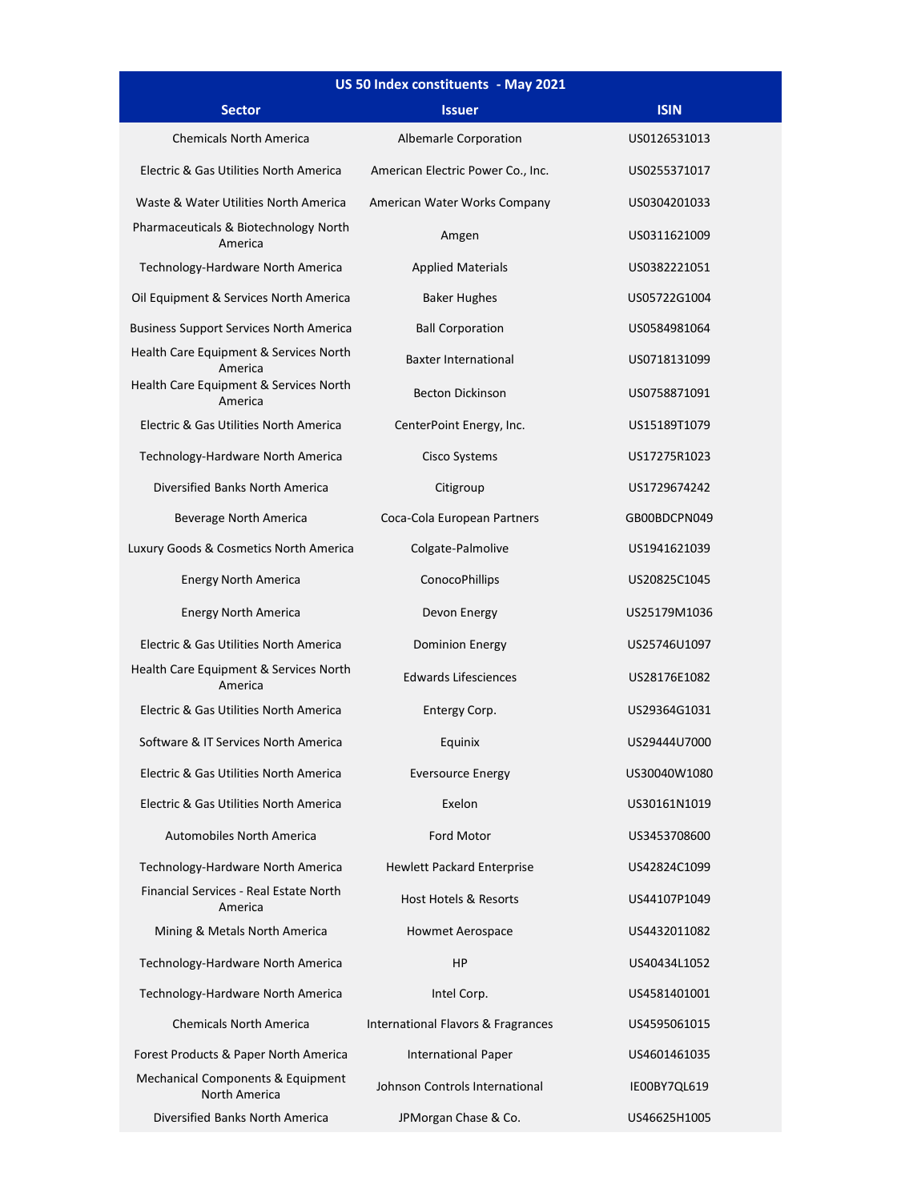| US 50 Index constituents - May 2021 | | |
|---|---|---|
| **Sector** | **Issuer** | **ISIN** |
| Chemicals North America | Albemarle Corporation | US0126531013 |
| Electric & Gas Utilities North America | American Electric Power Co., Inc. | US0255371017 |
| Waste & Water Utilities North America | American Water Works Company | US0304201033 |
| Pharmaceuticals & Biotechnology North America | Amgen | US0311621009 |
| Technology-Hardware North America | Applied Materials | US0382221051 |
| Oil Equipment & Services North America | Baker Hughes | US05722G1004 |
| Business Support Services North America | Ball Corporation | US0584981064 |
| Health Care Equipment & Services North America | Baxter International | US0718131099 |
| Health Care Equipment & Services North America | Becton Dickinson | US0758871091 |
| Electric & Gas Utilities North America | CenterPoint Energy, Inc. | US15189T1079 |
| Technology-Hardware North America | Cisco Systems | US17275R1023 |
| Diversified Banks North America | Citigroup | US1729674242 |
| Beverage North America | Coca-Cola European Partners | GB00BDCPN049 |
| Luxury Goods & Cosmetics North America | Colgate-Palmolive | US1941621039 |
| Energy North America | ConocoPhillips | US20825C1045 |
| Energy North America | Devon Energy | US25179M1036 |
| Electric & Gas Utilities North America | Dominion Energy | US25746U1097 |
| Health Care Equipment & Services North America | Edwards Lifesciences | US28176E1082 |
| Electric & Gas Utilities North America | Entergy Corp. | US29364G1031 |
| Software & IT Services North America | Equinix | US29444U7000 |
| Electric & Gas Utilities North America | Eversource Energy | US30040W1080 |
| Electric & Gas Utilities North America | Exelon | US30161N1019 |
| Automobiles North America | Ford Motor | US3453708600 |
| Technology-Hardware North America | Hewlett Packard Enterprise | US42824C1099 |
| Financial Services - Real Estate North America | Host Hotels & Resorts | US44107P1049 |
| Mining & Metals North America | Howmet Aerospace | US4432011082 |
| Technology-Hardware North America | HP | US40434L1052 |
| Technology-Hardware North America | Intel Corp. | US4581401001 |
| Chemicals North America | International Flavors & Fragrances | US4595061015 |
| Forest Products & Paper North America | International Paper | US4601461035 |
| Mechanical Components & Equipment North America | Johnson Controls International | IE00BY7QL619 |
| Diversified Banks North America | JPMorgan Chase & Co. | US46625H1005 |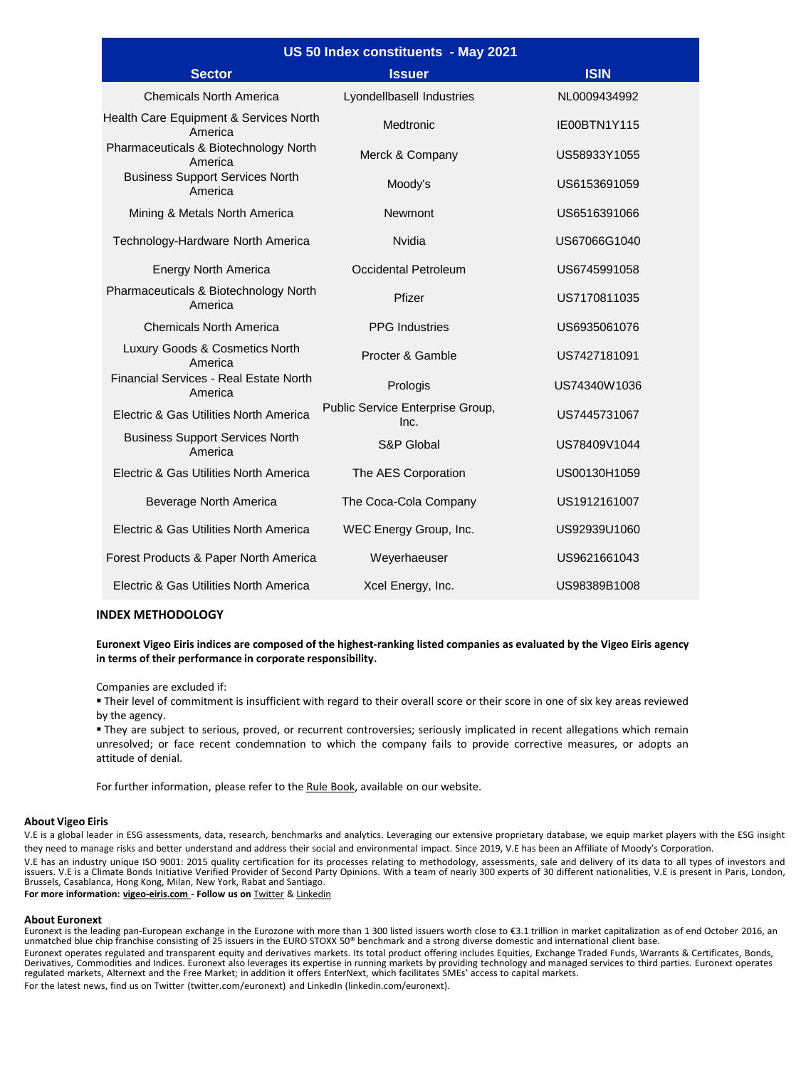| US 50 Index constituents - May 2021 | | |
|---|---|---|
| **Sector** | **Issuer** | **ISIN** |
| Chemicals North America | Lyondellbasell Industries | NL0009434992 |
| Health Care Equipment & Services North America | Medtronic | IE00BTN1Y115 |
| Pharmaceuticals & Biotechnology North America | Merck & Company | US58933Y1055 |
| Business Support Services North America | Moody's | US6153691059 |
| Mining & Metals North America | Newmont | US6516391066 |
| Technology-Hardware North America | Nvidia | US67066G1040 |
| Energy North America | Occidental Petroleum | US6745991058 |
| Pharmaceuticals & Biotechnology North America | Pfizer | US7170811035 |
| Chemicals North America | PPG Industries | US6935061076 |
| Luxury Goods & Cosmetics North America | Procter & Gamble | US7427181091 |
| Financial Services - Real Estate North America | Prologis | US74340W1036 |
| Electric & Gas Utilities North America | Public Service Enterprise Group, Inc. | US7445731067 |
| Business Support Services North America | S&P Global | US78409V1044 |
| Electric & Gas Utilities North America | The AES Corporation | US00130H1059 |
| Beverage North America | The Coca-Cola Company | US1912161007 |
| Electric & Gas Utilities North America | WEC Energy Group, Inc. | US92939U1060 |
| Forest Products & Paper North America | Weyerhaeuser | US9621661043 |
| Electric & Gas Utilities North America | Xcel Energy, Inc. | US98389B1008 |

**INDEX METHODOLOGY**

**Euronext Vigeo Eiris indices are composed of the highest-ranking listed companies as evaluated by the Vigeo Eiris agency in terms of their performance in corporate responsibility.**

Companies are excluded if:

- Their level of commitment is insufficient with regard to their overall score or their score in one of six key areas reviewed by the agency.
- They are subject to serious, proved, or recurrent controversies; seriously implicated in recent allegations which remain unresolved; or face recent condemnation to which the company fails to provide corrective measures, or adopts an attitude of denial.

For further information, please refer to the Rule Book, available on our website.

**About Vigeo Eiris**

V.E is a global leader in ESG assessments, data, research, benchmarks and analytics. Leveraging our extensive proprietary database, we equip market players with the ESG insight they need to manage risks and better understand and address their social and environmental impact. Since 2019, V.E has been an Affiliate of Moody's Corporation.

V.E has an industry unique ISO 9001: 2015 quality certification for its processes relating to methodology, assessments, sale and delivery of its data to all types of investors and issuers. V.E is a Climate Bonds Initiative Verified Provider of Second Party Opinions. With a team of nearly 300 experts of 30 different nationalities, V.E is present in Paris, London, Brussels, Casablanca, Hong Kong, Milan, New York, Rabat and Santiago.

**For more information: vigeo-eiris.com - Follow us on** Twitter & Linkedin

**About Euronext**

Euronext is the leading pan-European exchange in the Eurozone with more than 1 300 listed issuers worth close to €3.1 trillion in market capitalization as of end October 2016, an unmatched blue chip franchise consisting of 25 issuers in the EURO STOXX 50® benchmark and a strong diverse domestic and international client base.

Euronext operates regulated and transparent equity and derivatives markets. Its total product offering includes Equities, Exchange Traded Funds, Warrants & Certificates, Bonds, Derivatives, Commodities and Indices. Euronext also leverages its expertise in running markets by providing technology and managed services to third parties. Euronext operates regulated markets, Alternext and the Free Market; in addition it offers EnterNext, which facilitates SMEs' access to capital markets.

For the latest news, find us on Twitter (twitter.com/euronext) and LinkedIn (linkedin.com/euronext).